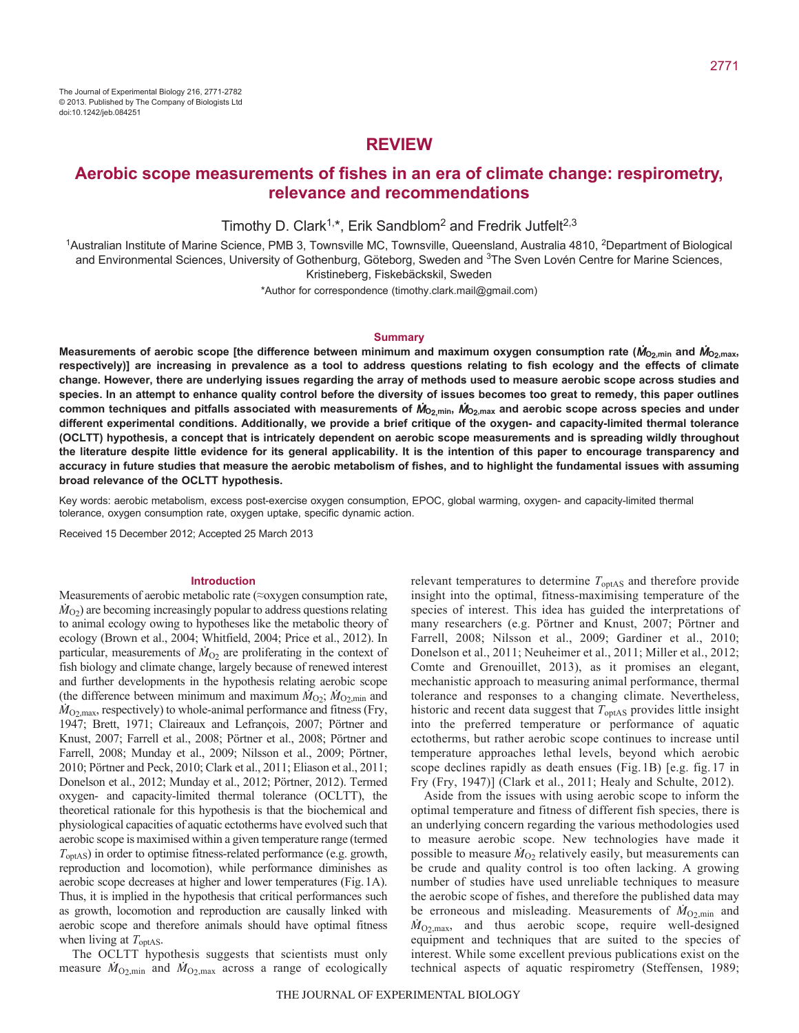The Journal of Experimental Biology 216, 2771-2782
© 2013. Published by The Company of Biologists Ltd
doi:10.1242/jeb.084251

## REVIEW

# Aerobic scope measurements of fishes in an era of climate change: respirometry, relevance and recommendations

Timothy D. Clark[1,*], Erik Sandblom[2] and Fredrik Jutfelt[2,3]

[1]Australian Institute of Marine Science, PMB 3, Townsville MC, Townsville, Queensland, Australia 4810, [2]Department of Biological and Environmental Sciences, University of Gothenburg, Göteborg, Sweden and [3]The Sven Lovén Centre for Marine Sciences, Kristineberg, Fiskebäckskil, Sweden

*Author for correspondence (timothy.clark.mail@gmail.com)

### Summary

**Measurements of aerobic scope [the difference between minimum and maximum oxygen consumption rate ($\dot{M}_{O2,min}$ and $\dot{M}_{O2,max}$, respectively)] are increasing in prevalence as a tool to address questions relating to fish ecology and the effects of climate change. However, there are underlying issues regarding the array of methods used to measure aerobic scope across studies and species. In an attempt to enhance quality control before the diversity of issues becomes too great to remedy, this paper outlines common techniques and pitfalls associated with measurements of $\dot{M}_{O2,min}$, $\dot{M}_{O2,max}$ and aerobic scope across species and under different experimental conditions. Additionally, we provide a brief critique of the oxygen- and capacity-limited thermal tolerance (OCLTT) hypothesis, a concept that is intricately dependent on aerobic scope measurements and is spreading wildly throughout the literature despite little evidence for its general applicability. It is the intention of this paper to encourage transparency and accuracy in future studies that measure the aerobic metabolism of fishes, and to highlight the fundamental issues with assuming broad relevance of the OCLTT hypothesis.**

Key words: aerobic metabolism, excess post-exercise oxygen consumption, EPOC, global warming, oxygen- and capacity-limited thermal tolerance, oxygen consumption rate, oxygen uptake, specific dynamic action.

Received 15 December 2012; Accepted 25 March 2013

### Introduction

Measurements of aerobic metabolic rate (≈oxygen consumption rate, $\dot{M}_{O2}$) are becoming increasingly popular to address questions relating to animal ecology owing to hypotheses like the metabolic theory of ecology (Brown et al., 2004; Whitfield, 2004; Price et al., 2012). In particular, measurements of $\dot{M}_{O2}$ are proliferating in the context of fish biology and climate change, largely because of renewed interest and further developments in the hypothesis relating aerobic scope (the difference between minimum and maximum $\dot{M}_{O2}$; $\dot{M}_{O2,min}$ and $\dot{M}_{O2,max}$, respectively) to whole-animal performance and fitness (Fry, 1947; Brett, 1971; Claireaux and Lefrançois, 2007; Pörtner and Knust, 2007; Farrell et al., 2008; Pörtner et al., 2008; Pörtner and Farrell, 2008; Munday et al., 2009; Nilsson et al., 2009; Pörtner, 2010; Pörtner and Peck, 2010; Clark et al., 2011; Eliason et al., 2011; Donelson et al., 2012; Munday et al., 2012; Pörtner, 2012). Termed oxygen- and capacity-limited thermal tolerance (OCLTT), the theoretical rationale for this hypothesis is that the biochemical and physiological capacities of aquatic ectotherms have evolved such that aerobic scope is maximised within a given temperature range (termed $T_{optAS}$) in order to optimise fitness-related performance (e.g. growth, reproduction and locomotion), while performance diminishes as aerobic scope decreases at higher and lower temperatures (Fig. 1A). Thus, it is implied in the hypothesis that critical performances such as growth, locomotion and reproduction are causally linked with aerobic scope and therefore animals should have optimal fitness when living at $T_{optAS}$.

The OCLTT hypothesis suggests that scientists must only measure $\dot{M}_{O2,min}$ and $\dot{M}_{O2,max}$ across a range of ecologically relevant temperatures to determine $T_{optAS}$ and therefore provide insight into the optimal, fitness-maximising temperature of the species of interest. This idea has guided the interpretations of many researchers (e.g. Pörtner and Knust, 2007; Pörtner and Farrell, 2008; Nilsson et al., 2009; Gardiner et al., 2010; Donelson et al., 2011; Neuheimer et al., 2011; Miller et al., 2012; Comte and Grenouillet, 2013), as it promises an elegant, mechanistic approach to measuring animal performance, thermal tolerance and responses to a changing climate. Nevertheless, historic and recent data suggest that $T_{optAS}$ provides little insight into the preferred temperature or performance of aquatic ectotherms, but rather aerobic scope continues to increase until temperature approaches lethal levels, beyond which aerobic scope declines rapidly as death ensues (Fig. 1B) [e.g. fig. 17 in Fry (Fry, 1947)] (Clark et al., 2011; Healy and Schulte, 2012).

Aside from the issues with using aerobic scope to inform the optimal temperature and fitness of different fish species, there is an underlying concern regarding the various methodologies used to measure aerobic scope. New technologies have made it possible to measure $\dot{M}_{O2}$ relatively easily, but measurements can be crude and quality control is too often lacking. A growing number of studies have used unreliable techniques to measure the aerobic scope of fishes, and therefore the published data may be erroneous and misleading. Measurements of $\dot{M}_{O2,min}$ and $\dot{M}_{O2,max}$, and thus aerobic scope, require well-designed equipment and techniques that are suited to the species of interest. While some excellent previous publications exist on the technical aspects of aquatic respirometry (Steffensen, 1989;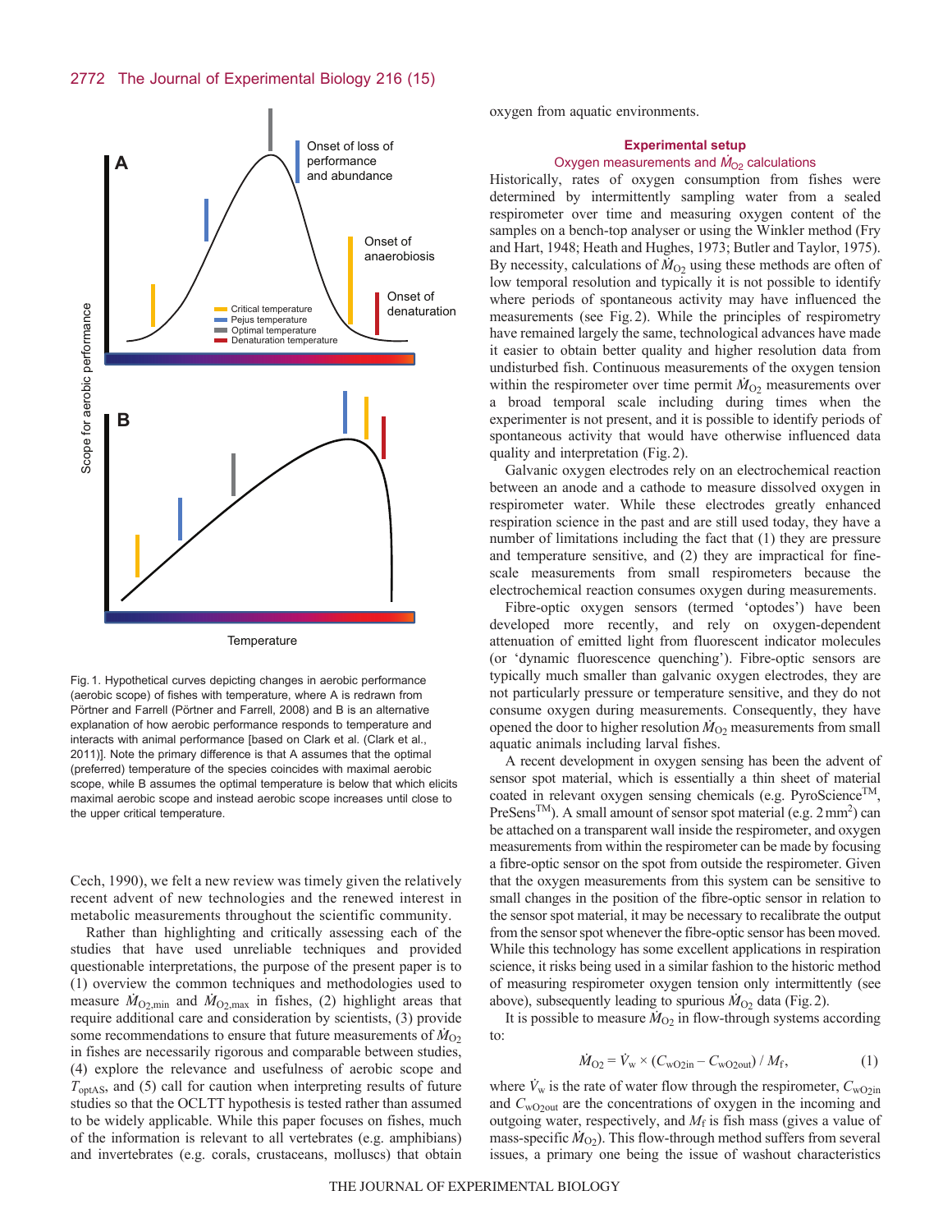Fig. 1. Hypothetical curves depicting changes in aerobic performance (aerobic scope) of fishes with temperature, where A is redrawn from Pörtner and Farrell (Pörtner and Farrell, 2008) and B is an alternative explanation of how aerobic performance responds to temperature and interacts with animal performance [based on Clark et al. (Clark et al., 2011)]. Note the primary difference is that A assumes that the optimal (preferred) temperature of the species coincides with maximal aerobic scope, while B assumes the optimal temperature is below that which elicits maximal aerobic scope and instead aerobic scope increases until close to the upper critical temperature.

Cech, 1990), we felt a new review was timely given the relatively recent advent of new technologies and the renewed interest in metabolic measurements throughout the scientific community.

Rather than highlighting and critically assessing each of the studies that have used unreliable techniques and provided questionable interpretations, the purpose of the present paper is to (1) overview the common techniques and methodologies used to measure $\dot{M}_{O_2,min}$ and $\dot{M}_{O_2,max}$ in fishes, (2) highlight areas that require additional care and consideration by scientists, (3) provide some recommendations to ensure that future measurements of $\dot{M}_{O_2}$ in fishes are necessarily rigorous and comparable between studies, (4) explore the relevance and usefulness of aerobic scope and $T_{optAS}$, and (5) call for caution when interpreting results of future studies so that the OCLTT hypothesis is tested rather than assumed to be widely applicable. While this paper focuses on fishes, much of the information is relevant to all vertebrates (e.g. amphibians) and invertebrates (e.g. corals, crustaceans, molluscs) that obtain oxygen from aquatic environments.

## Experimental setup

### Oxygen measurements and $\dot{M}_{O_2}$ calculations

Historically, rates of oxygen consumption from fishes were determined by intermittently sampling water from a sealed respirometer over time and measuring oxygen content of the samples on a bench-top analyser or using the Winkler method (Fry and Hart, 1948; Heath and Hughes, 1973; Butler and Taylor, 1975). By necessity, calculations of $\dot{M}_{O_2}$ using these methods are often of low temporal resolution and typically it is not possible to identify where periods of spontaneous activity may have influenced the measurements (see Fig. 2). While the principles of respirometry have remained largely the same, technological advances have made it easier to obtain better quality and higher resolution data from undisturbed fish. Continuous measurements of the oxygen tension within the respirometer over time permit $\dot{M}_{O_2}$ measurements over a broad temporal scale including during times when the experimenter is not present, and it is possible to identify periods of spontaneous activity that would have otherwise influenced data quality and interpretation (Fig. 2).

Galvanic oxygen electrodes rely on an electrochemical reaction between an anode and a cathode to measure dissolved oxygen in respirometer water. While these electrodes greatly enhanced respiration science in the past and are still used today, they have a number of limitations including the fact that (1) they are pressure and temperature sensitive, and (2) they are impractical for fine-scale measurements from small respirometers because the electrochemical reaction consumes oxygen during measurements.

Fibre-optic oxygen sensors (termed 'optodes') have been developed more recently, and rely on oxygen-dependent attenuation of emitted light from fluorescent indicator molecules (or 'dynamic fluorescence quenching'). Fibre-optic sensors are typically much smaller than galvanic oxygen electrodes, they are not particularly pressure or temperature sensitive, and they do not consume oxygen during measurements. Consequently, they have opened the door to higher resolution $\dot{M}_{O_2}$ measurements from small aquatic animals including larval fishes.

A recent development in oxygen sensing has been the advent of sensor spot material, which is essentially a thin sheet of material coated in relevant oxygen sensing chemicals (e.g. PyroScience™, PreSens™). A small amount of sensor spot material (e.g. 2 mm$^2$) can be attached on a transparent wall inside the respirometer, and oxygen measurements from within the respirometer can be made by focusing a fibre-optic sensor on the spot from outside the respirometer. Given that the oxygen measurements from this system can be sensitive to small changes in the position of the fibre-optic sensor in relation to the sensor spot material, it may be necessary to recalibrate the output from the sensor spot whenever the fibre-optic sensor has been moved. While this technology has some excellent applications in respiration science, it risks being used in a similar fashion to the historic method of measuring respirometer oxygen tension only intermittently (see above), subsequently leading to spurious $\dot{M}_{O_2}$ data (Fig. 2).

It is possible to measure $\dot{M}_{O_2}$ in flow-through systems according to:

$$\dot{M}_{O_2} = \dot{V}_w \times (C_{wO_2in} - C_{wO_2out}) / M_f, \quad (1)$$

where $\dot{V}_w$ is the rate of water flow through the respirometer, $C_{wO_2in}$ and $C_{wO_2out}$ are the concentrations of oxygen in the incoming and outgoing water, respectively, and $M_f$ is fish mass (gives a value of mass-specific $\dot{M}_{O_2}$). This flow-through method suffers from several issues, a primary one being the issue of washout characteristics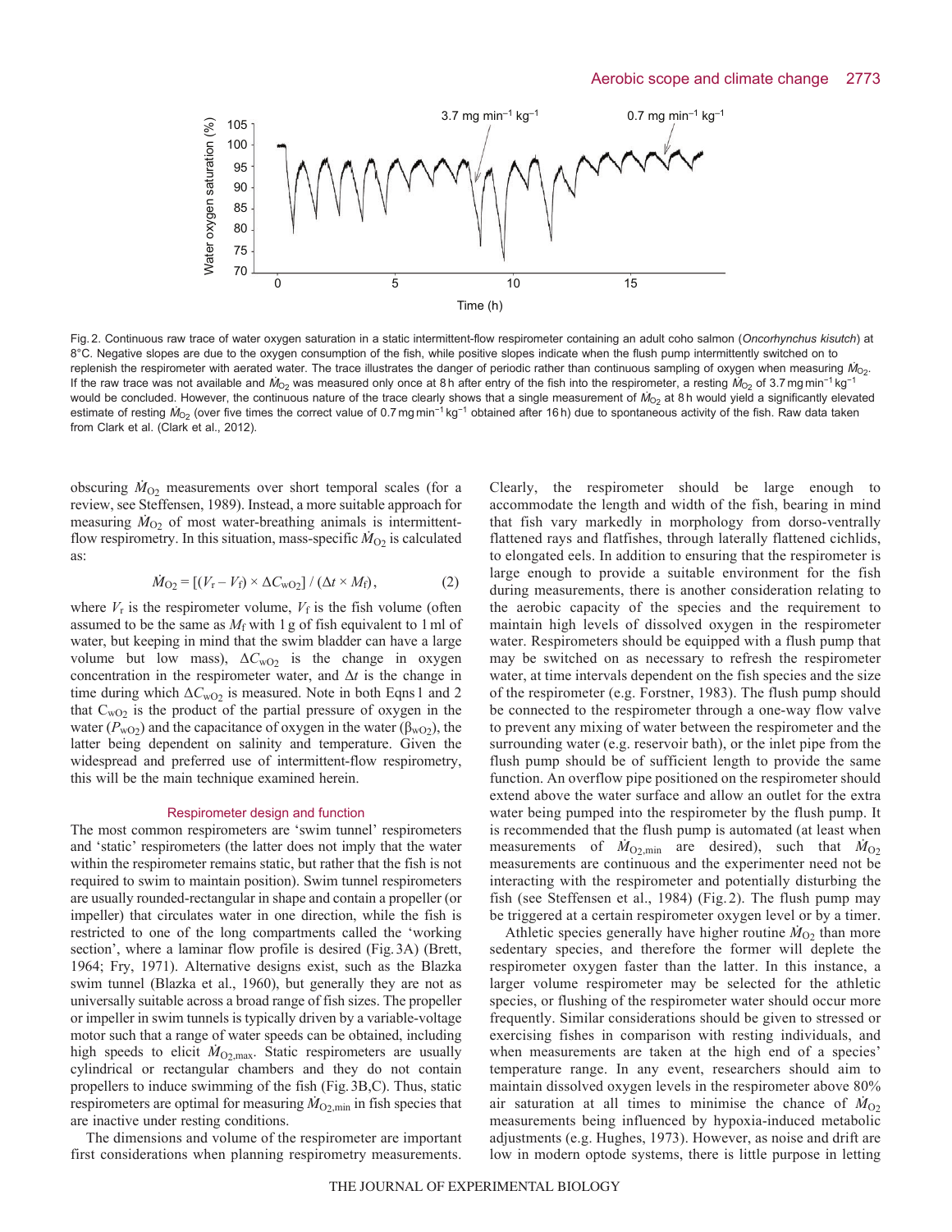Fig. 2. Continuous raw trace of water oxygen saturation in a static intermittent-flow respirometer containing an adult coho salmon (*Oncorhynchus kisutch*) at 8°C. Negative slopes are due to the oxygen consumption of the fish, while positive slopes indicate when the flush pump intermittently switched on to replenish the respirometer with aerated water. The trace illustrates the danger of periodic rather than continuous sampling of oxygen when measuring $\dot{M}_{O_2}$. If the raw trace was not available and $\dot{M}_{O_2}$ was measured only once at 8 h after entry of the fish into the respirometer, a resting $\dot{M}_{O_2}$ of 3.7 mg min$^{-1}$ kg$^{-1}$ would be concluded. However, the continuous nature of the trace clearly shows that a single measurement of $\dot{M}_{O_2}$ at 8 h would yield a significantly elevated estimate of resting $\dot{M}_{O_2}$ (over five times the correct value of 0.7 mg min$^{-1}$ kg$^{-1}$ obtained after 16 h) due to spontaneous activity of the fish. Raw data taken from Clark et al. (Clark et al., 2012).

obscuring $\dot{M}_{O_2}$ measurements over short temporal scales (for a review, see Steffensen, 1989). Instead, a more suitable approach for measuring $\dot{M}_{O_2}$ of most water-breathing animals is intermittent-flow respirometry. In this situation, mass-specific $\dot{M}_{O_2}$ is calculated as:

$$\dot{M}_{O_2} = [(V_r - V_f) \times \Delta C_{wO_2}] / (\Delta t \times M_f), \quad (2)$$

where $V_r$ is the respirometer volume, $V_f$ is the fish volume (often assumed to be the same as $M_f$ with 1 g of fish equivalent to 1 ml of water, but keeping in mind that the swim bladder can have a large volume but low mass), $\Delta C_{wO_2}$ is the change in oxygen concentration in the respirometer water, and $\Delta t$ is the change in time during which $\Delta C_{wO_2}$ is measured. Note in both Eqns 1 and 2 that $C_{wO_2}$ is the product of the partial pressure of oxygen in the water ($P_{wO_2}$) and the capacitance of oxygen in the water ($\beta_{wO_2}$), the latter being dependent on salinity and temperature. Given the widespread and preferred use of intermittent-flow respirometry, this will be the main technique examined herein.

## Respirometer design and function

The most common respirometers are 'swim tunnel' respirometers and 'static' respirometers (the latter does not imply that the water within the respirometer remains static, but rather that the fish is not required to swim to maintain position). Swim tunnel respirometers are usually rounded-rectangular in shape and contain a propeller (or impeller) that circulates water in one direction, while the fish is restricted to one of the long compartments called the 'working section', where a laminar flow profile is desired (Fig. 3A) (Brett, 1964; Fry, 1971). Alternative designs exist, such as the Blazka swim tunnel (Blazka et al., 1960), but generally they are not as universally suitable across a broad range of fish sizes. The propeller or impeller in swim tunnels is typically driven by a variable-voltage motor such that a range of water speeds can be obtained, including high speeds to elicit $\dot{M}_{O_2,max}$. Static respirometers are usually cylindrical or rectangular chambers and they do not contain propellers to induce swimming of the fish (Fig. 3B,C). Thus, static respirometers are optimal for measuring $\dot{M}_{O_2,min}$ in fish species that are inactive under resting conditions.

The dimensions and volume of the respirometer are important first considerations when planning respirometry measurements. Clearly, the respirometer should be large enough to accommodate the length and width of the fish, bearing in mind that fish vary markedly in morphology from dorso-ventrally flattened rays and flatfishes, through laterally flattened cichlids, to elongated eels. In addition to ensuring that the respirometer is large enough to provide a suitable environment for the fish during measurements, there is another consideration relating to the aerobic capacity of the species and the requirement to maintain high levels of dissolved oxygen in the respirometer water. Respirometers should be equipped with a flush pump that may be switched on as necessary to refresh the respirometer water, at time intervals dependent on the fish species and the size of the respirometer (e.g. Forstner, 1983). The flush pump should be connected to the respirometer through a one-way flow valve to prevent any mixing of water between the respirometer and the surrounding water (e.g. reservoir bath), or the inlet pipe from the flush pump should be of sufficient length to provide the same function. An overflow pipe positioned on the respirometer should extend above the water surface and allow an outlet for the extra water being pumped into the respirometer by the flush pump. It is recommended that the flush pump is automated (at least when measurements of $\dot{M}_{O_2,min}$ are desired), such that $\dot{M}_{O_2}$ measurements are continuous and the experimenter need not be interacting with the respirometer and potentially disturbing the fish (see Steffensen et al., 1984) (Fig. 2). The flush pump may be triggered at a certain respirometer oxygen level or by a timer.

Athletic species generally have higher routine $\dot{M}_{O_2}$ than more sedentary species, and therefore the former will deplete the respirometer oxygen faster than the latter. In this instance, a larger volume respirometer may be selected for the athletic species, or flushing of the respirometer water should occur more frequently. Similar considerations should be given to stressed or exercising fishes in comparison with resting individuals, and when measurements are taken at the high end of a species' temperature range. In any event, researchers should aim to maintain dissolved oxygen levels in the respirometer above 80% air saturation at all times to minimise the chance of $\dot{M}_{O_2}$ measurements being influenced by hypoxia-induced metabolic adjustments (e.g. Hughes, 1973). However, as noise and drift are low in modern optode systems, there is little purpose in letting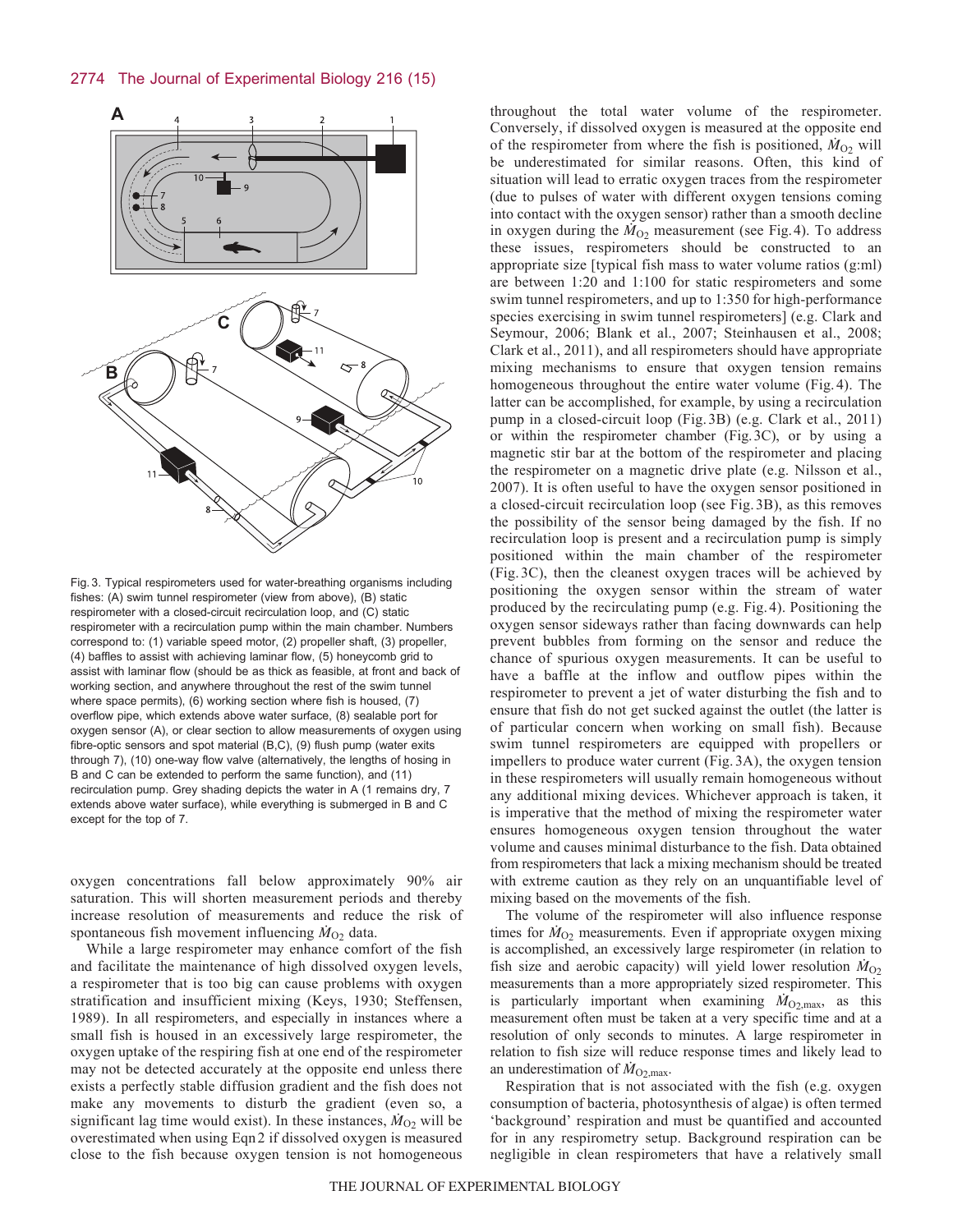Fig. 3. Typical respirometers used for water-breathing organisms including fishes: (A) swim tunnel respirometer (view from above), (B) static respirometer with a closed-circuit recirculation loop, and (C) static respirometer with a recirculation pump within the main chamber. Numbers correspond to: (1) variable speed motor, (2) propeller shaft, (3) propeller, (4) baffles to assist with achieving laminar flow, (5) honeycomb grid to assist with laminar flow (should be as thick as feasible, at front and back of working section, and anywhere throughout the rest of the swim tunnel where space permits), (6) working section where fish is housed, (7) overflow pipe, which extends above water surface, (8) sealable port for oxygen sensor (A), or clear section to allow measurements of oxygen using fibre-optic sensors and spot material (B,C), (9) flush pump (water exits through 7), (10) one-way flow valve (alternatively, the lengths of hosing in B and C can be extended to perform the same function), and (11) recirculation pump. Grey shading depicts the water in A (1 remains dry, 7 extends above water surface), while everything is submerged in B and C except for the top of 7.

oxygen concentrations fall below approximately 90% air saturation. This will shorten measurement periods and thereby increase resolution of measurements and reduce the risk of spontaneous fish movement influencing $\dot{M}_{O_2}$ data.

While a large respirometer may enhance comfort of the fish and facilitate the maintenance of high dissolved oxygen levels, a respirometer that is too big can cause problems with oxygen stratification and insufficient mixing (Keys, 1930; Steffensen, 1989). In all respirometers, and especially in instances where a small fish is housed in an excessively large respirometer, the oxygen uptake of the respiring fish at one end of the respirometer may not be detected accurately at the opposite end unless there exists a perfectly stable diffusion gradient and the fish does not make any movements to disturb the gradient (even so, a significant lag time would exist). In these instances, $\dot{M}_{O_2}$ will be overestimated when using Eqn 2 if dissolved oxygen is measured close to the fish because oxygen tension is not homogeneous throughout the total water volume of the respirometer. Conversely, if dissolved oxygen is measured at the opposite end of the respirometer from where the fish is positioned, $\dot{M}_{O_2}$ will be underestimated for similar reasons. Often, this kind of situation will lead to erratic oxygen traces from the respirometer (due to pulses of water with different oxygen tensions coming into contact with the oxygen sensor) rather than a smooth decline in oxygen during the $\dot{M}_{O_2}$ measurement (see Fig. 4). To address these issues, respirometers should be constructed to an appropriate size [typical fish mass to water volume ratios (g:ml) are between 1:20 and 1:100 for static respirometers and some swim tunnel respirometers, and up to 1:350 for high-performance species exercising in swim tunnel respirometers] (e.g. Clark and Seymour, 2006; Blank et al., 2007; Steinhausen et al., 2008; Clark et al., 2011), and all respirometers should have appropriate mixing mechanisms to ensure that oxygen tension remains homogeneous throughout the entire water volume (Fig. 4). The latter can be accomplished, for example, by using a recirculation pump in a closed-circuit loop (Fig. 3B) (e.g. Clark et al., 2011) or within the respirometer chamber (Fig. 3C), or by using a magnetic stir bar at the bottom of the respirometer and placing the respirometer on a magnetic drive plate (e.g. Nilsson et al., 2007). It is often useful to have the oxygen sensor positioned in a closed-circuit recirculation loop (see Fig. 3B), as this removes the possibility of the sensor being damaged by the fish. If no recirculation loop is present and a recirculation pump is simply positioned within the main chamber of the respirometer (Fig. 3C), then the cleanest oxygen traces will be achieved by positioning the oxygen sensor within the stream of water produced by the recirculating pump (e.g. Fig. 4). Positioning the oxygen sensor sideways rather than facing downwards can help prevent bubbles from forming on the sensor and reduce the chance of spurious oxygen measurements. It can be useful to have a baffle at the inflow and outflow pipes within the respirometer to prevent a jet of water disturbing the fish and to ensure that fish do not get sucked against the outlet (the latter is of particular concern when working on small fish). Because swim tunnel respirometers are equipped with propellers or impellers to produce water current (Fig. 3A), the oxygen tension in these respirometers will usually remain homogeneous without any additional mixing devices. Whichever approach is taken, it is imperative that the method of mixing the respirometer water ensures homogeneous oxygen tension throughout the water volume and causes minimal disturbance to the fish. Data obtained from respirometers that lack a mixing mechanism should be treated with extreme caution as they rely on an unquantifiable level of mixing based on the movements of the fish.

The volume of the respirometer will also influence response times for $\dot{M}_{O_2}$ measurements. Even if appropriate oxygen mixing is accomplished, an excessively large respirometer (in relation to fish size and aerobic capacity) will yield lower resolution $\dot{M}_{O_2}$ measurements than a more appropriately sized respirometer. This is particularly important when examining $\dot{M}_{O_2,max}$, as this measurement often must be taken at a very specific time and at a resolution of only seconds to minutes. A large respirometer in relation to fish size will reduce response times and likely lead to an underestimation of $\dot{M}_{O_2,max}$.

Respiration that is not associated with the fish (e.g. oxygen consumption of bacteria, photosynthesis of algae) is often termed 'background' respiration and must be quantified and accounted for in any respirometry setup. Background respiration can be negligible in clean respirometers that have a relatively small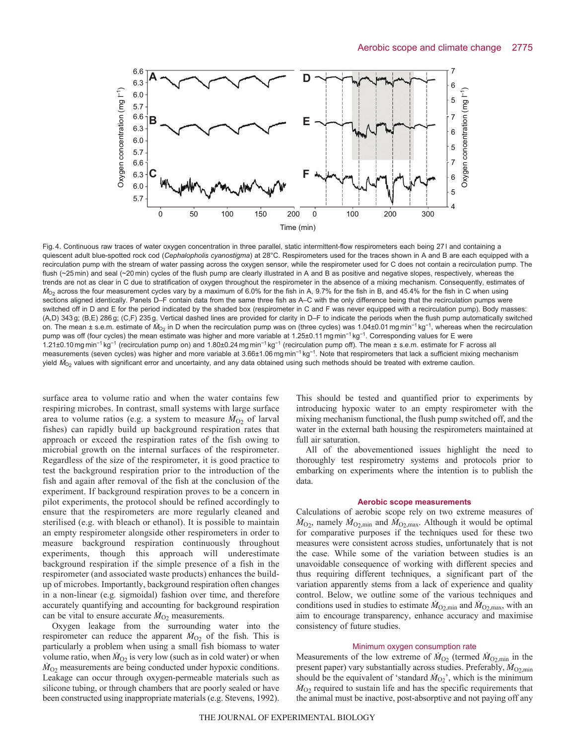Fig. 4. Continuous raw traces of water oxygen concentration in three parallel, static intermittent-flow respirometers each being 27 l and containing a quiescent adult blue-spotted rock cod (*Cephalopholis cyanostigma*) at 28°C. Respirometers used for the traces shown in A and B are each equipped with a recirculation pump with the stream of water passing across the oxygen sensor, while the respirometer used for C does not contain a recirculation pump. The flush (~25 min) and seal (~20 min) cycles of the flush pump are clearly illustrated in A and B as positive and negative slopes, respectively, whereas the trends are not as clear in C due to stratification of oxygen throughout the respirometer in the absence of a mixing mechanism. Consequently, estimates of $\dot{M}_{O_2}$ across the four measurement cycles vary by a maximum of 6.0% for the fish in A, 9.7% for the fish in B, and 45.4% for the fish in C when using sections aligned identically. Panels D–F contain data from the same three fish as A–C with the only difference being that the recirculation pumps were switched off in D and E for the period indicated by the shaded box (respirometer in C and F was never equipped with a recirculation pump). Body masses: (A,D) 343 g; (B,E) 286 g; (C,F) 235 g. Vertical dashed lines are provided for clarity in D–F to indicate the periods when the flush pump automatically switched on. The mean ± s.e.m. estimate of $\dot{M}_{O_2}$ in D when the recirculation pump was on (three cycles) was 1.04±0.01 mg min$^{-1}$ kg$^{-1}$, whereas when the recirculation pump was off (four cycles) the mean estimate was higher and more variable at 1.25±0.11 mg min$^{-1}$ kg$^{-1}$. Corresponding values for E were 1.21±0.10 mg min$^{-1}$ kg$^{-1}$ (recirculation pump on) and 1.80±0.24 mg min$^{-1}$ kg$^{-1}$ (recirculation pump off). The mean ± s.e.m. estimate for F across all measurements (seven cycles) was higher and more variable at 3.66±1.06 mg min$^{-1}$ kg$^{-1}$. Note that respirometers that lack a sufficient mixing mechanism yield $\dot{M}_{O_2}$ values with significant error and uncertainty, and any data obtained using such methods should be treated with extreme caution.

surface area to volume ratio and when the water contains few respiring microbes. In contrast, small systems with large surface area to volume ratios (e.g. a system to measure $\dot{M}_{O_2}$ of larval fishes) can rapidly build up background respiration rates that approach or exceed the respiration rates of the fish owing to microbial growth on the internal surfaces of the respirometer. Regardless of the size of the respirometer, it is good practice to test the background respiration prior to the introduction of the fish and again after removal of the fish at the conclusion of the experiment. If background respiration proves to be a concern in pilot experiments, the protocol should be refined accordingly to ensure that the respirometers are more regularly cleaned and sterilised (e.g. with bleach or ethanol). It is possible to maintain an empty respirometer alongside other respirometers in order to measure background respiration continuously throughout experiments, though this approach will underestimate background respiration if the simple presence of a fish in the respirometer (and associated waste products) enhances the build-up of microbes. Importantly, background respiration often changes in a non-linear (e.g. sigmoidal) fashion over time, and therefore accurately quantifying and accounting for background respiration can be vital to ensure accurate $\dot{M}_{O_2}$ measurements.

Oxygen leakage from the surrounding water into the respirometer can reduce the apparent $\dot{M}_{O_2}$ of the fish. This is particularly a problem when using a small fish biomass to water volume ratio, when $\dot{M}_{O_2}$ is very low (such as in cold water) or when $\dot{M}_{O_2}$ measurements are being conducted under hypoxic conditions. Leakage can occur through oxygen-permeable materials such as silicone tubing, or through chambers that are poorly sealed or have been constructed using inappropriate materials (e.g. Stevens, 1992). This should be tested and quantified prior to experiments by introducing hypoxic water to an empty respirometer with the mixing mechanism functional, the flush pump switched off, and the water in the external bath housing the respirometers maintained at full air saturation.

All of the abovementioned issues highlight the need to thoroughly test respirometry systems and protocols prior to embarking on experiments where the intention is to publish the data.

## Aerobic scope measurements

Calculations of aerobic scope rely on two extreme measures of $\dot{M}_{O_2}$, namely $\dot{M}_{O_2,\mathrm{min}}$ and $\dot{M}_{O_2,\mathrm{max}}$. Although it would be optimal for comparative purposes if the techniques used for these two measures were consistent across studies, unfortunately that is not the case. While some of the variation between studies is an unavoidable consequence of working with different species and thus requiring different techniques, a significant part of the variation apparently stems from a lack of experience and quality control. Below, we outline some of the various techniques and conditions used in studies to estimate $\dot{M}_{O_2,\mathrm{min}}$ and $\dot{M}_{O_2,\mathrm{max}}$, with an aim to encourage transparency, enhance accuracy and maximise consistency of future studies.

### Minimum oxygen consumption rate

Measurements of the low extreme of $\dot{M}_{O_2}$ (termed $\dot{M}_{O_2,\mathrm{min}}$ in the present paper) vary substantially across studies. Preferably, $\dot{M}_{O_2,\mathrm{min}}$ should be the equivalent of 'standard $\dot{M}_{O_2}$', which is the minimum $\dot{M}_{O_2}$ required to sustain life and has the specific requirements that the animal must be inactive, post-absorptive and not paying off any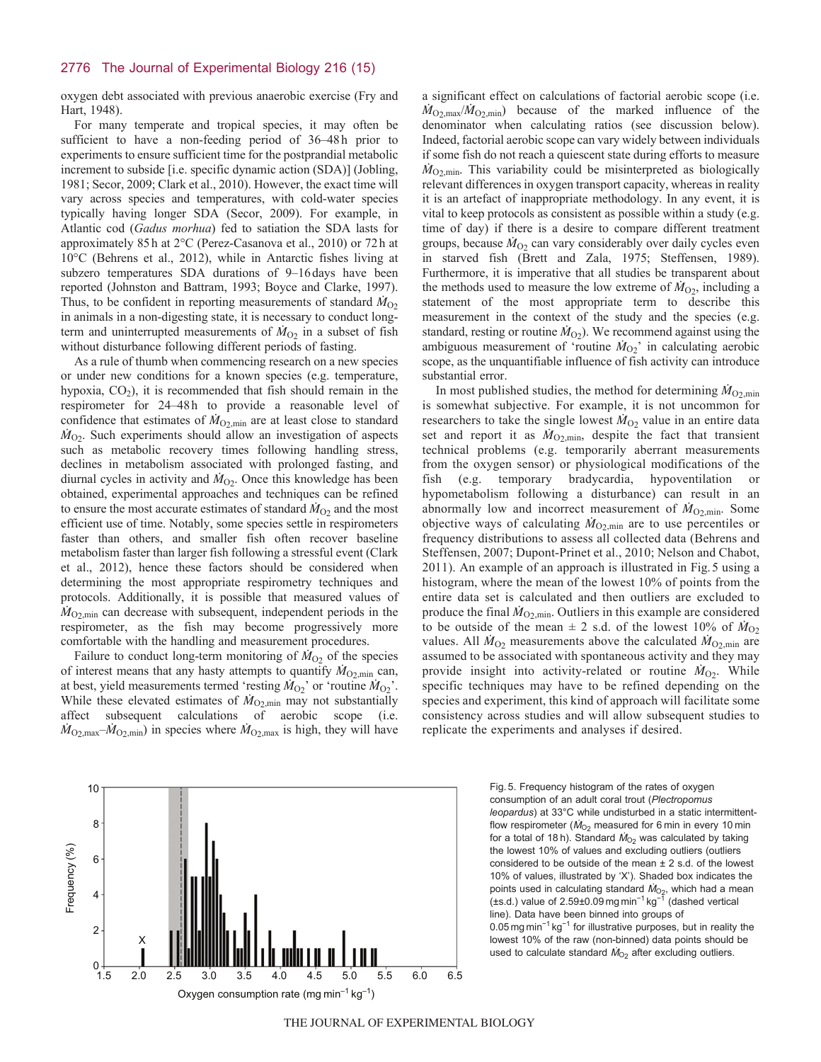oxygen debt associated with previous anaerobic exercise (Fry and Hart, 1948).

For many temperate and tropical species, it may often be sufficient to have a non-feeding period of 36–48 h prior to experiments to ensure sufficient time for the postprandial metabolic increment to subside [i.e. specific dynamic action (SDA)] (Jobling, 1981; Secor, 2009; Clark et al., 2010). However, the exact time will vary across species and temperatures, with cold-water species typically having longer SDA (Secor, 2009). For example, in Atlantic cod (*Gadus morhua*) fed to satiation the SDA lasts for approximately 85 h at 2°C (Perez-Casanova et al., 2010) or 72 h at 10°C (Behrens et al., 2012), while in Antarctic fishes living at subzero temperatures SDA durations of 9–16 days have been reported (Johnston and Battram, 1993; Boyce and Clarke, 1997). Thus, to be confident in reporting measurements of standard $\dot{M}_{O_2}$ in animals in a non-digesting state, it is necessary to conduct long-term and uninterrupted measurements of $\dot{M}_{O_2}$ in a subset of fish without disturbance following different periods of fasting.

As a rule of thumb when commencing research on a new species or under new conditions for a known species (e.g. temperature, hypoxia, $CO_2$), it is recommended that fish should remain in the respirometer for 24–48 h to provide a reasonable level of confidence that estimates of $\dot{M}_{O_2,min}$ are at least close to standard $\dot{M}_{O_2}$. Such experiments should allow an investigation of aspects such as metabolic recovery times following handling stress, declines in metabolism associated with prolonged fasting, and diurnal cycles in activity and $\dot{M}_{O_2}$. Once this knowledge has been obtained, experimental approaches and techniques can be refined to ensure the most accurate estimates of standard $\dot{M}_{O_2}$ and the most efficient use of time. Notably, some species settle in respirometers faster than others, and smaller fish often recover baseline metabolism faster than larger fish following a stressful event (Clark et al., 2012), hence these factors should be considered when determining the most appropriate respirometry techniques and protocols. Additionally, it is possible that measured values of $\dot{M}_{O_2,min}$ can decrease with subsequent, independent periods in the respirometer, as the fish may become progressively more comfortable with the handling and measurement procedures.

Failure to conduct long-term monitoring of $\dot{M}_{O_2}$ of the species of interest means that any hasty attempts to quantify $\dot{M}_{O_2,min}$ can, at best, yield measurements termed 'resting $\dot{M}_{O_2}$' or 'routine $\dot{M}_{O_2}$'. While these elevated estimates of $\dot{M}_{O_2,min}$ may not substantially affect subsequent calculations of aerobic scope (i.e. $\dot{M}_{O_2,max}$–$\dot{M}_{O_2,min}$) in species where $\dot{M}_{O_2,max}$ is high, they will have a significant effect on calculations of factorial aerobic scope (i.e. $\dot{M}_{O_2,max}/\dot{M}_{O_2,min}$) because of the marked influence of the denominator when calculating ratios (see discussion below). Indeed, factorial aerobic scope can vary widely between individuals if some fish do not reach a quiescent state during efforts to measure $\dot{M}_{O_2,min}$. This variability could be misinterpreted as biologically relevant differences in oxygen transport capacity, whereas in reality it is an artefact of inappropriate methodology. In any event, it is vital to keep protocols as consistent as possible within a study (e.g. time of day) if there is a desire to compare different treatment groups, because $\dot{M}_{O_2}$ can vary considerably over daily cycles even in starved fish (Brett and Zala, 1975; Steffensen, 1989). Furthermore, it is imperative that all studies be transparent about the methods used to measure the low extreme of $\dot{M}_{O_2}$, including a statement of the most appropriate term to describe this measurement in the context of the study and the species (e.g. standard, resting or routine $\dot{M}_{O_2}$). We recommend against using the ambiguous measurement of 'routine $\dot{M}_{O_2}$' in calculating aerobic scope, as the unquantifiable influence of fish activity can introduce substantial error.

In most published studies, the method for determining $\dot{M}_{O_2,min}$ is somewhat subjective. For example, it is not uncommon for researchers to take the single lowest $\dot{M}_{O_2}$ value in an entire data set and report it as $\dot{M}_{O_2,min}$, despite the fact that transient technical problems (e.g. temporarily aberrant measurements from the oxygen sensor) or physiological modifications of the fish (e.g. temporary bradycardia, hypoventilation or hypometabolism following a disturbance) can result in an abnormally low and incorrect measurement of $\dot{M}_{O_2,min}$. Some objective ways of calculating $\dot{M}_{O_2,min}$ are to use percentiles or frequency distributions to assess all collected data (Behrens and Steffensen, 2007; Dupont-Prinet et al., 2010; Nelson and Chabot, 2011). An example of an approach is illustrated in Fig. 5 using a histogram, where the mean of the lowest 10% of points from the entire data set is calculated and then outliers are excluded to produce the final $\dot{M}_{O_2,min}$. Outliers in this example are considered to be outside of the mean ± 2 s.d. of the lowest 10% of $\dot{M}_{O_2}$ values. All $\dot{M}_{O_2}$ measurements above the calculated $\dot{M}_{O_2,min}$ are assumed to be associated with spontaneous activity and they may provide insight into activity-related or routine $\dot{M}_{O_2}$. While specific techniques may have to be refined depending on the species and experiment, this kind of approach will facilitate some consistency across studies and will allow subsequent studies to replicate the experiments and analyses if desired.

Fig. 5. Frequency histogram of the rates of oxygen consumption of an adult coral trout (*Plectropomus leopardus*) at 33°C while undisturbed in a static intermittent-flow respirometer ($\dot{M}_{O_2}$ measured for 6 min in every 10 min for a total of 18 h). Standard $\dot{M}_{O_2}$ was calculated by taking the lowest 10% of values and excluding outliers (outliers considered to be outside of the mean ± 2 s.d. of the lowest 10% of values, illustrated by 'X'). Shaded box indicates the points used in calculating standard $\dot{M}_{O_2}$, which had a mean (±s.d.) value of 2.59±0.09 mg min$^{-1}$ kg$^{-1}$ (dashed vertical line). Data have been binned into groups of 0.05 mg min$^{-1}$ kg$^{-1}$ for illustrative purposes, but in reality the lowest 10% of the raw (non-binned) data points should be used to calculate standard $\dot{M}_{O_2}$ after excluding outliers.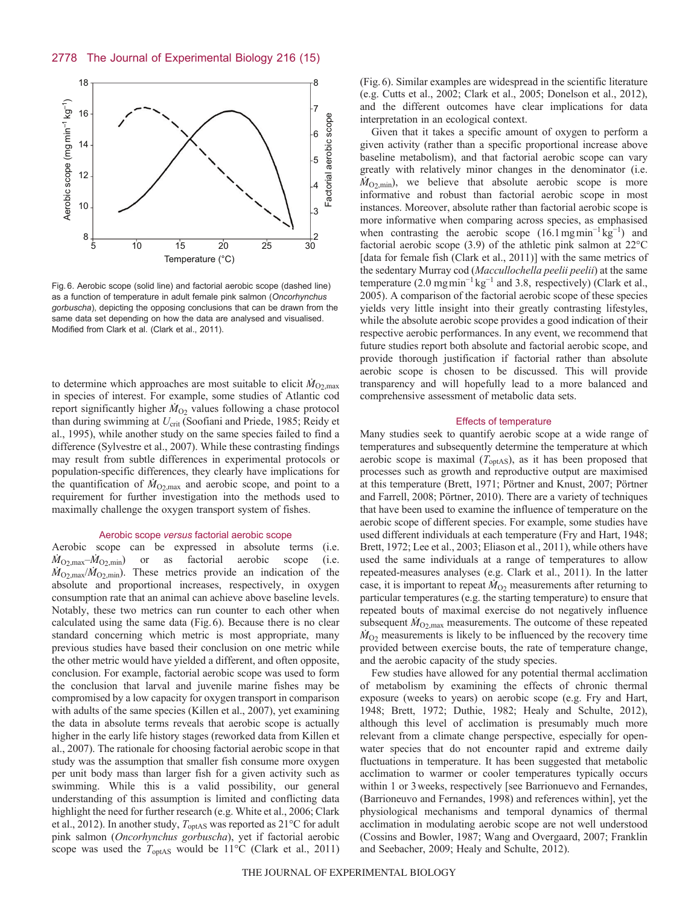Fig. 6. Aerobic scope (solid line) and factorial aerobic scope (dashed line) as a function of temperature in adult female pink salmon (*Oncorhynchus gorbuscha*), depicting the opposing conclusions that can be drawn from the same data set depending on how the data are analysed and visualised. Modified from Clark et al. (Clark et al., 2011).

to determine which approaches are most suitable to elicit $\dot{M}_{O_2,max}$ in species of interest. For example, some studies of Atlantic cod report significantly higher $\dot{M}_{O_2}$ values following a chase protocol than during swimming at $U_{crit}$ (Soofiani and Priede, 1985; Reidy et al., 1995), while another study on the same species failed to find a difference (Sylvestre et al., 2007). While these contrasting findings may result from subtle differences in experimental protocols or population-specific differences, they clearly have implications for the quantification of $\dot{M}_{O_2,max}$ and aerobic scope, and point to a requirement for further investigation into the methods used to maximally challenge the oxygen transport system of fishes.

### Aerobic scope *versus* factorial aerobic scope

Aerobic scope can be expressed in absolute terms (i.e. $\dot{M}_{O_2,max}$–$\dot{M}_{O_2,min}$) or as factorial aerobic scope (i.e. $\dot{M}_{O_2,max}/\dot{M}_{O_2,min}$). These metrics provide an indication of the absolute and proportional increases, respectively, in oxygen consumption rate that an animal can achieve above baseline levels. Notably, these two metrics can run counter to each other when calculated using the same data (Fig. 6). Because there is no clear standard concerning which metric is most appropriate, many previous studies have based their conclusion on one metric while the other metric would have yielded a different, and often opposite, conclusion. For example, factorial aerobic scope was used to form the conclusion that larval and juvenile marine fishes may be compromised by a low capacity for oxygen transport in comparison with adults of the same species (Killen et al., 2007), yet examining the data in absolute terms reveals that aerobic scope is actually higher in the early life history stages (reworked data from Killen et al., 2007). The rationale for choosing factorial aerobic scope in that study was the assumption that smaller fish consume more oxygen per unit body mass than larger fish for a given activity such as swimming. While this is a valid possibility, our general understanding of this assumption is limited and conflicting data highlight the need for further research (e.g. White et al., 2006; Clark et al., 2012). In another study, $T_{optAS}$ was reported as 21°C for adult pink salmon (*Oncorhynchus gorbuscha*), yet if factorial aerobic scope was used the $T_{optAS}$ would be 11°C (Clark et al., 2011) (Fig. 6). Similar examples are widespread in the scientific literature (e.g. Cutts et al., 2002; Clark et al., 2005; Donelson et al., 2012), and the different outcomes have clear implications for data interpretation in an ecological context.

Given that it takes a specific amount of oxygen to perform a given activity (rather than a specific proportional increase above baseline metabolism), and that factorial aerobic scope can vary greatly with relatively minor changes in the denominator (i.e. $\dot{M}_{O_2,min}$), we believe that absolute aerobic scope is more informative and robust than factorial aerobic scope in most instances. Moreover, absolute rather than factorial aerobic scope is more informative when comparing across species, as emphasised when contrasting the aerobic scope ($16.1\,\mathrm{mg\,min^{-1}\,kg^{-1}}$) and factorial aerobic scope (3.9) of the athletic pink salmon at 22°C [data for female fish (Clark et al., 2011)] with the same metrics of the sedentary Murray cod (*Maccullochella peelii peelii*) at the same temperature ($2.0\,\mathrm{mg\,min^{-1}\,kg^{-1}}$ and 3.8, respectively) (Clark et al., 2005). A comparison of the factorial aerobic scope of these species yields very little insight into their greatly contrasting lifestyles, while the absolute aerobic scope provides a good indication of their respective aerobic performances. In any event, we recommend that future studies report both absolute and factorial aerobic scope, and provide thorough justification if factorial rather than absolute aerobic scope is chosen to be discussed. This will provide transparency and will hopefully lead to a more balanced and comprehensive assessment of metabolic data sets.

### Effects of temperature

Many studies seek to quantify aerobic scope at a wide range of temperatures and subsequently determine the temperature at which aerobic scope is maximal ($T_{optAS}$), as it has been proposed that processes such as growth and reproductive output are maximised at this temperature (Brett, 1971; Pörtner and Knust, 2007; Pörtner and Farrell, 2008; Pörtner, 2010). There are a variety of techniques that have been used to examine the influence of temperature on the aerobic scope of different species. For example, some studies have used different individuals at each temperature (Fry and Hart, 1948; Brett, 1972; Lee et al., 2003; Eliason et al., 2011), while others have used the same individuals at a range of temperatures to allow repeated-measures analyses (e.g. Clark et al., 2011). In the latter case, it is important to repeat $\dot{M}_{O_2}$ measurements after returning to particular temperatures (e.g. the starting temperature) to ensure that repeated bouts of maximal exercise do not negatively influence subsequent $\dot{M}_{O_2,max}$ measurements. The outcome of these repeated $\dot{M}_{O_2}$ measurements is likely to be influenced by the recovery time provided between exercise bouts, the rate of temperature change, and the aerobic capacity of the study species.

Few studies have allowed for any potential thermal acclimation of metabolism by examining the effects of chronic thermal exposure (weeks to years) on aerobic scope (e.g. Fry and Hart, 1948; Brett, 1972; Duthie, 1982; Healy and Schulte, 2012), although this level of acclimation is presumably much more relevant from a climate change perspective, especially for open-water species that do not encounter rapid and extreme daily fluctuations in temperature. It has been suggested that metabolic acclimation to warmer or cooler temperatures typically occurs within 1 or 3 weeks, respectively [see Barrionuevo and Fernandes, (Barrionuevo and Fernandes, 1998) and references within], yet the physiological mechanisms and temporal dynamics of thermal acclimation in modulating aerobic scope are not well understood (Cossins and Bowler, 1987; Wang and Overgaard, 2007; Franklin and Seebacher, 2009; Healy and Schulte, 2012).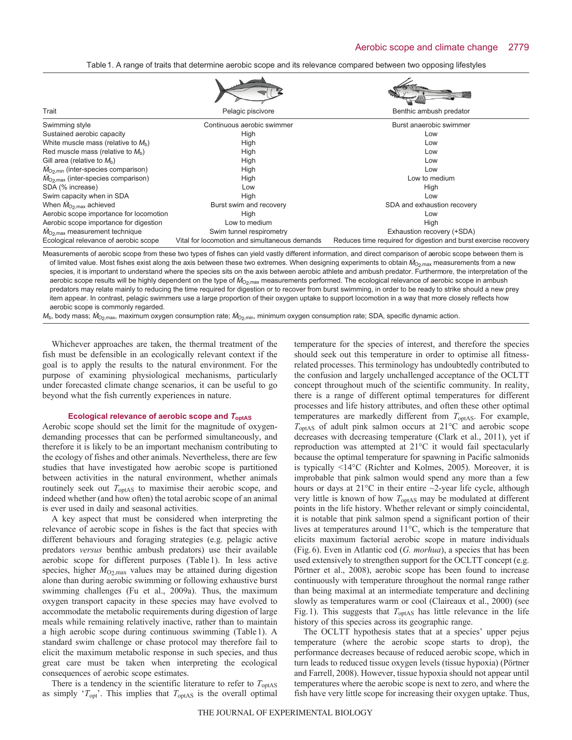Table 1. A range of traits that determine aerobic scope and its relevance compared between two opposing lifestyles

| Trait | Pelagic piscivore | Benthic ambush predator |
|---|---|---|
| Swimming style | Continuous aerobic swimmer | Burst anaerobic swimmer |
| Sustained aerobic capacity | High | Low |
| White muscle mass (relative to $M_b$) | High | Low |
| Red muscle mass (relative to $M_b$) | High | Low |
| Gill area (relative to $M_b$) | High | Low |
| $\dot{M}_{O_2,min}$ (inter-species comparison) | High | Low |
| $\dot{M}_{O_2,max}$ (inter-species comparison) | High | Low to medium |
| SDA (% increase) | Low | High |
| Swim capacity when in SDA | High | Low |
| When $\dot{M}_{O_2,max}$ achieved | Burst swim and recovery | SDA and exhaustion recovery |
| Aerobic scope importance for locomotion | High | Low |
| Aerobic scope importance for digestion | Low to medium | High |
| $\dot{M}_{O_2,max}$ measurement technique | Swim tunnel respirometry | Exhaustion recovery (+SDA) |
| Ecological relevance of aerobic scope | Vital for locomotion and simultaneous demands | Reduces time required for digestion and burst exercise recovery |

Measurements of aerobic scope from these two types of fishes can yield vastly different information, and direct comparison of aerobic scope between them is of limited value. Most fishes exist along the axis between these two extremes. When designing experiments to obtain $\dot{M}_{O_2,max}$ measurements from a new species, it is important to understand where the species sits on the axis between aerobic athlete and ambush predator. Furthermore, the interpretation of the aerobic scope results will be highly dependent on the type of $\dot{M}_{O_2,max}$ measurements performed. The ecological relevance of aerobic scope in ambush predators may relate mainly to reducing the time required for digestion or to recover from burst swimming, in order to be ready to strike should a new prey item appear. In contrast, pelagic swimmers use a large proportion of their oxygen uptake to support locomotion in a way that more closely reflects how aerobic scope is commonly regarded.

$M_b$, body mass; $\dot{M}_{O_2,max}$, maximum oxygen consumption rate; $\dot{M}_{O_2,min}$, minimum oxygen consumption rate; SDA, specific dynamic action.

Whichever approaches are taken, the thermal treatment of the fish must be defensible in an ecologically relevant context if the goal is to apply the results to the natural environment. For the purpose of examining physiological mechanisms, particularly under forecasted climate change scenarios, it can be useful to go beyond what the fish currently experiences in nature.

### Ecological relevance of aerobic scope and $T_{optAS}$

Aerobic scope should set the limit for the magnitude of oxygen-demanding processes that can be performed simultaneously, and therefore it is likely to be an important mechanism contributing to the ecology of fishes and other animals. Nevertheless, there are few studies that have investigated how aerobic scope is partitioned between activities in the natural environment, whether animals routinely seek out $T_{optAS}$ to maximise their aerobic scope, and indeed whether (and how often) the total aerobic scope of an animal is ever used in daily and seasonal activities.

A key aspect that must be considered when interpreting the relevance of aerobic scope in fishes is the fact that species with different behaviours and foraging strategies (e.g. pelagic active predators *versus* benthic ambush predators) use their available aerobic scope for different purposes (Table 1). In less active species, higher $\dot{M}_{O_2,max}$ values may be attained during digestion alone than during aerobic swimming or following exhaustive burst swimming challenges (Fu et al., 2009a). Thus, the maximum oxygen transport capacity in these species may have evolved to accommodate the metabolic requirements during digestion of large meals while remaining relatively inactive, rather than to maintain a high aerobic scope during continuous swimming (Table 1). A standard swim challenge or chase protocol may therefore fail to elicit the maximum metabolic response in such species, and thus great care must be taken when interpreting the ecological consequences of aerobic scope estimates.

There is a tendency in the scientific literature to refer to $T_{optAS}$ as simply '$T_{opt}$'. This implies that $T_{optAS}$ is the overall optimal temperature for the species of interest, and therefore the species should seek out this temperature in order to optimise all fitness-related processes. This terminology has undoubtedly contributed to the confusion and largely unchallenged acceptance of the OCLTT concept throughout much of the scientific community. In reality, there is a range of different optimal temperatures for different processes and life history attributes, and often these other optimal temperatures are markedly different from $T_{optAS}$. For example, $T_{optAS}$ of adult pink salmon occurs at 21°C and aerobic scope decreases with decreasing temperature (Clark et al., 2011), yet if reproduction was attempted at 21°C it would fail spectacularly because the optimal temperature for spawning in Pacific salmonids is typically <14°C (Richter and Kolmes, 2005). Moreover, it is improbable that pink salmon would spend any more than a few hours or days at 21°C in their entire ~2-year life cycle, although very little is known of how $T_{optAS}$ may be modulated at different points in the life history. Whether relevant or simply coincidental, it is notable that pink salmon spend a significant portion of their lives at temperatures around 11°C, which is the temperature that elicits maximum factorial aerobic scope in mature individuals (Fig. 6). Even in Atlantic cod (*G. morhua*), a species that has been used extensively to strengthen support for the OCLTT concept (e.g. Pörtner et al., 2008), aerobic scope has been found to increase continuously with temperature throughout the normal range rather than being maximal at an intermediate temperature and declining slowly as temperatures warm or cool (Claireaux et al., 2000) (see Fig. 1). This suggests that $T_{optAS}$ has little relevance in the life history of this species across its geographic range.

The OCLTT hypothesis states that at a species' upper pejus temperature (where the aerobic scope starts to drop), the performance decreases because of reduced aerobic scope, which in turn leads to reduced tissue oxygen levels (tissue hypoxia) (Pörtner and Farrell, 2008). However, tissue hypoxia should not appear until temperatures where the aerobic scope is next to zero, and where the fish have very little scope for increasing their oxygen uptake. Thus,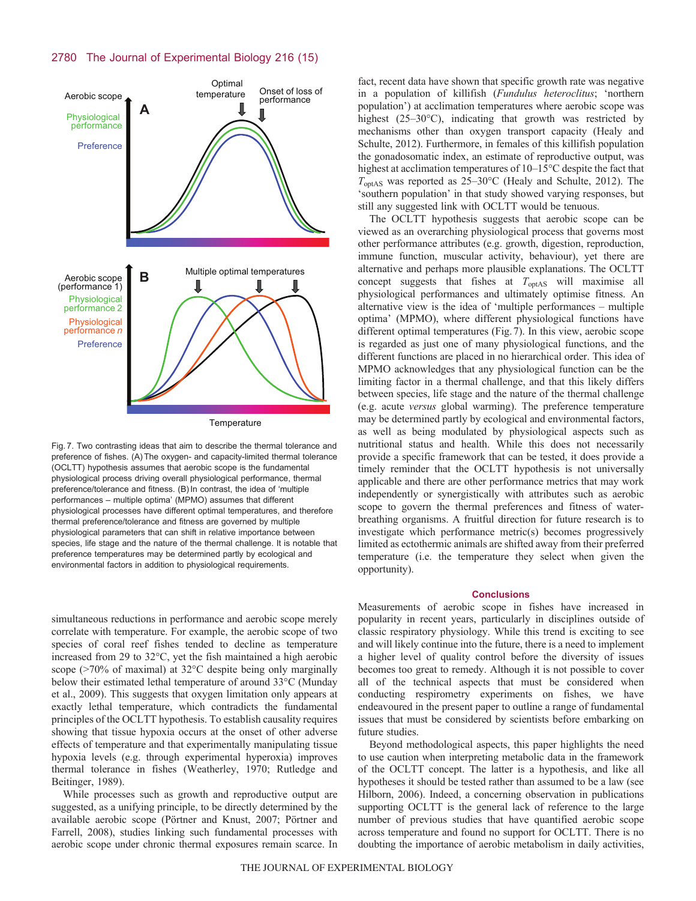Fig. 7. Two contrasting ideas that aim to describe the thermal tolerance and preference of fishes. (A) The oxygen- and capacity-limited thermal tolerance (OCLTT) hypothesis assumes that aerobic scope is the fundamental physiological process driving overall physiological performance, thermal preference/tolerance and fitness. (B) In contrast, the idea of 'multiple performances – multiple optima' (MPMO) assumes that different physiological processes have different optimal temperatures, and therefore thermal preference/tolerance and fitness are governed by multiple physiological parameters that can shift in relative importance between species, life stage and the nature of the thermal challenge. It is notable that preference temperatures may be determined partly by ecological and environmental factors in addition to physiological requirements.

simultaneous reductions in performance and aerobic scope merely correlate with temperature. For example, the aerobic scope of two species of coral reef fishes tended to decline as temperature increased from 29 to 32°C, yet the fish maintained a high aerobic scope (>70% of maximal) at 32°C despite being only marginally below their estimated lethal temperature of around 33°C (Munday et al., 2009). This suggests that oxygen limitation only appears at exactly lethal temperature, which contradicts the fundamental principles of the OCLTT hypothesis. To establish causality requires showing that tissue hypoxia occurs at the onset of other adverse effects of temperature and that experimentally manipulating tissue hypoxia levels (e.g. through experimental hyperoxia) improves thermal tolerance in fishes (Weatherley, 1970; Rutledge and Beitinger, 1989).

While processes such as growth and reproductive output are suggested, as a unifying principle, to be directly determined by the available aerobic scope (Pörtner and Knust, 2007; Pörtner and Farrell, 2008), studies linking such fundamental processes with aerobic scope under chronic thermal exposures remain scarce. In fact, recent data have shown that specific growth rate was negative in a population of killifish (*Fundulus heteroclitus*; 'northern population') at acclimation temperatures where aerobic scope was highest (25–30°C), indicating that growth was restricted by mechanisms other than oxygen transport capacity (Healy and Schulte, 2012). Furthermore, in females of this killifish population the gonadosomatic index, an estimate of reproductive output, was highest at acclimation temperatures of 10–15°C despite the fact that $T_{optAS}$ was reported as 25–30°C (Healy and Schulte, 2012). The 'southern population' in that study showed varying responses, but still any suggested link with OCLTT would be tenuous.

The OCLTT hypothesis suggests that aerobic scope can be viewed as an overarching physiological process that governs most other performance attributes (e.g. growth, digestion, reproduction, immune function, muscular activity, behaviour), yet there are alternative and perhaps more plausible explanations. The OCLTT concept suggests that fishes at $T_{optAS}$ will maximise all physiological performances and ultimately optimise fitness. An alternative view is the idea of 'multiple performances – multiple optima' (MPMO), where different physiological functions have different optimal temperatures (Fig. 7). In this view, aerobic scope is regarded as just one of many physiological functions, and the different functions are placed in no hierarchical order. This idea of MPMO acknowledges that any physiological function can be the limiting factor in a thermal challenge, and that this likely differs between species, life stage and the nature of the thermal challenge (e.g. acute *versus* global warming). The preference temperature may be determined partly by ecological and environmental factors, as well as being modulated by physiological aspects such as nutritional status and health. While this does not necessarily provide a specific framework that can be tested, it does provide a timely reminder that the OCLTT hypothesis is not universally applicable and there are other performance metrics that may work independently or synergistically with attributes such as aerobic scope to govern the thermal preferences and fitness of water-breathing organisms. A fruitful direction for future research is to investigate which performance metric(s) becomes progressively limited as ectothermic animals are shifted away from their preferred temperature (i.e. the temperature they select when given the opportunity).

## Conclusions

Measurements of aerobic scope in fishes have increased in popularity in recent years, particularly in disciplines outside of classic respiratory physiology. While this trend is exciting to see and will likely continue into the future, there is a need to implement a higher level of quality control before the diversity of issues becomes too great to remedy. Although it is not possible to cover all of the technical aspects that must be considered when conducting respirometry experiments on fishes, we have endeavoured in the present paper to outline a range of fundamental issues that must be considered by scientists before embarking on future studies.

Beyond methodological aspects, this paper highlights the need to use caution when interpreting metabolic data in the framework of the OCLTT concept. The latter is a hypothesis, and like all hypotheses it should be tested rather than assumed to be a law (see Hilborn, 2006). Indeed, a concerning observation in publications supporting OCLTT is the general lack of reference to the large number of previous studies that have quantified aerobic scope across temperature and found no support for OCLTT. There is no doubting the importance of aerobic metabolism in daily activities,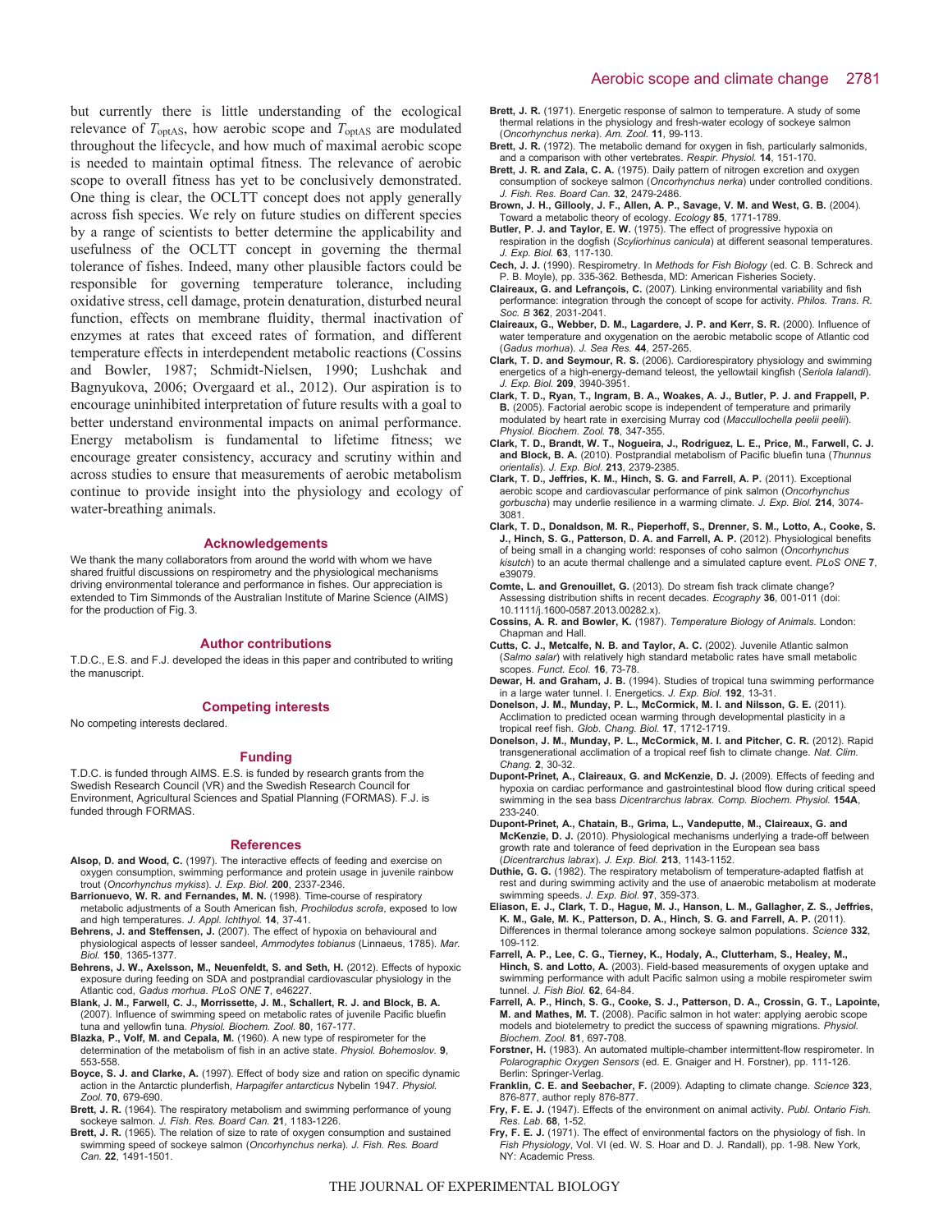but currently there is little understanding of the ecological relevance of $T_{optAS}$, how aerobic scope and $T_{optAS}$ are modulated throughout the lifecycle, and how much of maximal aerobic scope is needed to maintain optimal fitness. The relevance of aerobic scope to overall fitness has yet to be conclusively demonstrated. One thing is clear, the OCLTT concept does not apply generally across fish species. We rely on future studies on different species by a range of scientists to better determine the applicability and usefulness of the OCLTT concept in governing the thermal tolerance of fishes. Indeed, many other plausible factors could be responsible for governing temperature tolerance, including oxidative stress, cell damage, protein denaturation, disturbed neural function, effects on membrane fluidity, thermal inactivation of enzymes at rates that exceed rates of formation, and different temperature effects in interdependent metabolic reactions (Cossins and Bowler, 1987; Schmidt-Nielsen, 1990; Lushchak and Bagnyukova, 2006; Overgaard et al., 2012). Our aspiration is to encourage uninhibited interpretation of future results with a goal to better understand environmental impacts on animal performance. Energy metabolism is fundamental to lifetime fitness; we encourage greater consistency, accuracy and scrutiny within and across studies to ensure that measurements of aerobic metabolism continue to provide insight into the physiology and ecology of water-breathing animals.

## Acknowledgements

We thank the many collaborators from around the world with whom we have shared fruitful discussions on respirometry and the physiological mechanisms driving environmental tolerance and performance in fishes. Our appreciation is extended to Tim Simmonds of the Australian Institute of Marine Science (AIMS) for the production of Fig. 3.

## Author contributions

T.D.C., E.S. and F.J. developed the ideas in this paper and contributed to writing the manuscript.

## Competing interests

No competing interests declared.

## Funding

T.D.C. is funded through AIMS. E.S. is funded by research grants from the Swedish Research Council (VR) and the Swedish Research Council for Environment, Agricultural Sciences and Spatial Planning (FORMAS). F.J. is funded through FORMAS.

## References

**Alsop, D. and Wood, C.** (1997). The interactive effects of feeding and exercise on oxygen consumption, swimming performance and protein usage in juvenile rainbow trout (*Oncorhynchus mykiss*). *J. Exp. Biol.* **200**, 2337-2346.

**Barrionuevo, W. R. and Fernandes, M. N.** (1998). Time-course of respiratory metabolic adjustments of a South American fish, *Prochilodus scrofa*, exposed to low and high temperatures. *J. Appl. Ichthyol.* **14**, 37-41.

**Behrens, J. and Steffensen, J.** (2007). The effect of hypoxia on behavioural and physiological aspects of lesser sandeel, *Ammodytes tobianus* (Linnaeus, 1785). *Mar. Biol.* **150**, 1365-1377.

**Behrens, J. W., Axelsson, M., Neuenfeldt, S. and Seth, H.** (2012). Effects of hypoxic exposure during feeding on SDA and postprandial cardiovascular physiology in the Atlantic cod, *Gadus morhua*. *PLoS ONE* **7**, e46227.

**Blank, J. M., Farwell, C. J., Morrissette, J. M., Schallert, R. J. and Block, B. A.** (2007). Influence of swimming speed on metabolic rates of juvenile Pacific bluefin tuna and yellowfin tuna. *Physiol. Biochem. Zool.* **80**, 167-177.

**Blazka, P., Volf, M. and Cepala, M.** (1960). A new type of respirometer for the determination of the metabolism of fish in an active state. *Physiol. Bohemoslov.* **9**, 553-558.

**Boyce, S. J. and Clarke, A.** (1997). Effect of body size and ration on specific dynamic action in the Antarctic plunderfish, *Harpagifer antarcticus* Nybelin 1947. *Physiol. Zool.* **70**, 679-690.

**Brett, J. R.** (1964). The respiratory metabolism and swimming performance of young sockeye salmon. *J. Fish. Res. Board Can.* **21**, 1183-1226.

**Brett, J. R.** (1965). The relation of size to rate of oxygen consumption and sustained swimming speed of sockeye salmon (*Oncorhynchus nerka*). *J. Fish. Res. Board Can.* **22**, 1491-1501.

**Brett, J. R.** (1971). Energetic response of salmon to temperature. A study of some thermal relations in the physiology and fresh-water ecology of sockeye salmon (*Oncorhynchus nerka*). *Am. Zool.* **11**, 99-113.

**Brett, J. R.** (1972). The metabolic demand for oxygen in fish, particularly salmonids, and a comparison with other vertebrates. *Respir. Physiol.* **14**, 151-170.

**Brett, J. R. and Zala, C. A.** (1975). Daily pattern of nitrogen excretion and oxygen consumption of sockeye salmon (*Oncorhynchus nerka*) under controlled conditions. *J. Fish. Res. Board Can.* **32**, 2479-2486.

**Brown, J. H., Gillooly, J. F., Allen, A. P., Savage, V. M. and West, G. B.** (2004). Toward a metabolic theory of ecology. *Ecology* **85**, 1771-1789.

**Butler, P. J. and Taylor, E. W.** (1975). The effect of progressive hypoxia on respiration in the dogfish (*Scyliorhinus canicula*) at different seasonal temperatures. *J. Exp. Biol.* **63**, 117-130.

**Cech, J. J.** (1990). Respirometry. In *Methods for Fish Biology* (ed. C. B. Schreck and P. B. Moyle), pp. 335-362. Bethesda, MD: American Fisheries Society.

**Claireaux, G. and Lefrançois, C.** (2007). Linking environmental variability and fish performance: integration through the concept of scope for activity. *Philos. Trans. R. Soc. B* **362**, 2031-2041.

**Claireaux, G., Webber, D. M., Lagardere, J. P. and Kerr, S. R.** (2000). Influence of water temperature and oxygenation on the aerobic metabolic scope of Atlantic cod (*Gadus morhua*). *J. Sea Res.* **44**, 257-265.

**Clark, T. D. and Seymour, R. S.** (2006). Cardiorespiratory physiology and swimming energetics of a high-energy-demand teleost, the yellowtail kingfish (*Seriola lalandi*). *J. Exp. Biol.* **209**, 3940-3951.

**Clark, T. D., Ryan, T., Ingram, B. A., Woakes, A. J., Butler, P. J. and Frappell, P. B.** (2005). Factorial aerobic scope is independent of temperature and primarily modulated by heart rate in exercising Murray cod (*Maccullochella peelii peelii*). *Physiol. Biochem. Zool.* **78**, 347-355.

**Clark, T. D., Brandt, W. T., Nogueira, J., Rodriguez, L. E., Price, M., Farwell, C. J. and Block, B. A.** (2010). Postprandial metabolism of Pacific bluefin tuna (*Thunnus orientalis*). *J. Exp. Biol.* **213**, 2379-2385.

**Clark, T. D., Jeffries, K. M., Hinch, S. G. and Farrell, A. P.** (2011). Exceptional aerobic scope and cardiovascular performance of pink salmon (*Oncorhynchus gorbuscha*) may underlie resilience in a warming climate. *J. Exp. Biol.* **214**, 3074-3081.

**Clark, T. D., Donaldson, M. R., Pieperhoff, S., Drenner, S. M., Lotto, A., Cooke, S. J., Hinch, S. G., Patterson, D. A. and Farrell, A. P.** (2012). Physiological benefits of being small in a changing world: responses of coho salmon (*Oncorhynchus kisutch*) to an acute thermal challenge and a simulated capture event. *PLoS ONE* **7**, e39079.

**Comte, L. and Grenouillet, G.** (2013). Do stream fish track climate change? Assessing distribution shifts in recent decades. *Ecography* **36**, 001-011 (doi: 10.1111/j.1600-0587.2013.00282.x).

**Cossins, A. R. and Bowler, K.** (1987). *Temperature Biology of Animals*. London: Chapman and Hall.

**Cutts, C. J., Metcalfe, N. B. and Taylor, A. C.** (2002). Juvenile Atlantic salmon (*Salmo salar*) with relatively high standard metabolic rates have small metabolic scopes. *Funct. Ecol.* **16**, 73-78.

**Dewar, H. and Graham, J. B.** (1994). Studies of tropical tuna swimming performance in a large water tunnel. I. Energetics. *J. Exp. Biol.* **192**, 13-31.

**Donelson, J. M., Munday, P. L., McCormick, M. I. and Nilsson, G. E.** (2011). Acclimation to predicted ocean warming through developmental plasticity in a tropical reef fish. *Glob. Chang. Biol.* **17**, 1712-1719.

**Donelson, J. M., Munday, P. L., McCormick, M. I. and Pitcher, C. R.** (2012). Rapid transgenerational acclimation of a tropical reef fish to climate change. *Nat. Clim. Chang.* **2**, 30-32.

**Dupont-Prinet, A., Claireaux, G. and McKenzie, D. J.** (2009). Effects of feeding and hypoxia on cardiac performance and gastrointestinal blood flow during critical speed swimming in the sea bass *Dicentrarchus labrax*. *Comp. Biochem. Physiol.* **154A**, 233-240.

**Dupont-Prinet, A., Chatain, B., Grima, L., Vandeputte, M., Claireaux, G. and McKenzie, D. J.** (2010). Physiological mechanisms underlying a trade-off between growth rate and tolerance of feed deprivation in the European sea bass (*Dicentrarchus labrax*). *J. Exp. Biol.* **213**, 1143-1152.

**Duthie, G. G.** (1982). The respiratory metabolism of temperature-adapted flatfish at rest and during swimming activity and the use of anaerobic metabolism at moderate swimming speeds. *J. Exp. Biol.* **97**, 359-373.

**Eliason, E. J., Clark, T. D., Hague, M. J., Hanson, L. M., Gallagher, Z. S., Jeffries, K. M., Gale, M. K., Patterson, D. A., Hinch, S. G. and Farrell, A. P.** (2011). Differences in thermal tolerance among sockeye salmon populations. *Science* **332**, 109-112.

**Farrell, A. P., Lee, C. G., Tierney, K., Hodaly, A., Clutterham, S., Healey, M., Hinch, S. and Lotto, A.** (2003). Field-based measurements of oxygen uptake and swimming performance with adult Pacific salmon using a mobile respirometer swim tunnel. *J. Fish Biol.* **62**, 64-84.

**Farrell, A. P., Hinch, S. G., Cooke, S. J., Patterson, D. A., Crossin, G. T., Lapointe, M. and Mathes, M. T.** (2008). Pacific salmon in hot water: applying aerobic scope models and biotelemetry to predict the success of spawning migrations. *Physiol. Biochem. Zool.* **81**, 697-708.

**Forstner, H.** (1983). An automated multiple-chamber intermittent-flow respirometer. In *Polarographic Oxygen Sensors* (ed. E. Gnaiger and H. Forstner), pp. 111-126. Berlin: Springer-Verlag.

**Franklin, C. E. and Seebacher, F.** (2009). Adapting to climate change. *Science* **323**, 876-877, author reply 876-877.

**Fry, F. E. J.** (1947). Effects of the environment on animal activity. *Publ. Ontario Fish. Res. Lab.* **68**, 1-52.

**Fry, F. E. J.** (1971). The effect of environmental factors on the physiology of fish. In *Fish Physiology*, Vol. VI (ed. W. S. Hoar and D. J. Randall), pp. 1-98. New York, NY: Academic Press.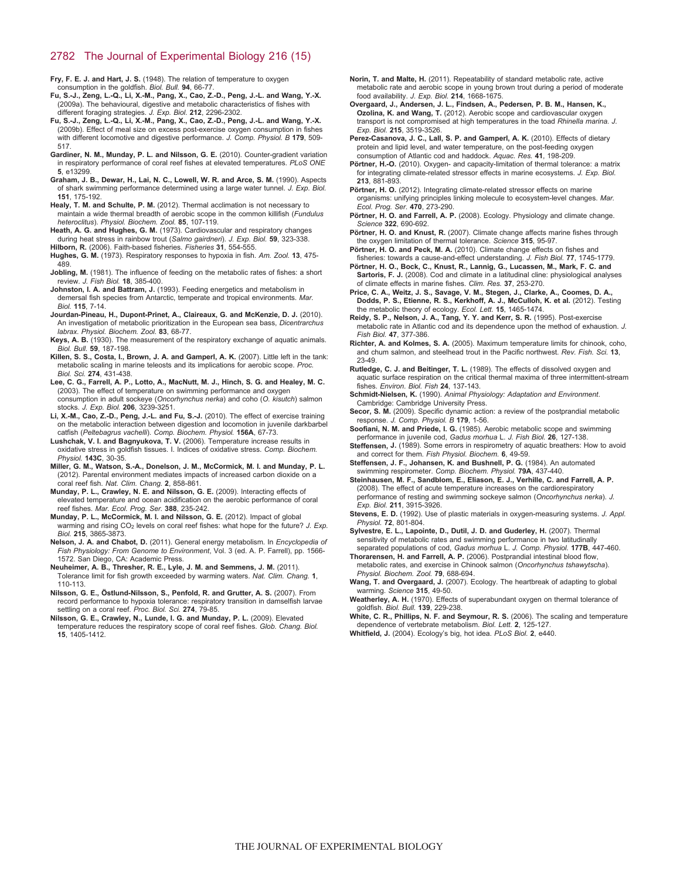**Fry, F. E. J. and Hart, J. S.** (1948). The relation of temperature to oxygen consumption in the goldfish. *Biol. Bull.* **94**, 66-77.

**Fu, S.-J., Zeng, L.-Q., Li, X.-M., Pang, X., Cao, Z.-D., Peng, J.-L. and Wang, Y.-X.** (2009a). The behavioural, digestive and metabolic characteristics of fishes with different foraging strategies. *J. Exp. Biol.* **212**, 2296-2302.

**Fu, S.-J., Zeng, L.-Q., Li, X.-M., Pang, X., Cao, Z.-D., Peng, J.-L. and Wang, Y.-X.** (2009b). Effect of meal size on excess post-exercise oxygen consumption in fishes with different locomotive and digestive performance. *J. Comp. Physiol. B* **179**, 509-517.

**Gardiner, N. M., Munday, P. L. and Nilsson, G. E.** (2010). Counter-gradient variation in respiratory performance of coral reef fishes at elevated temperatures. *PLoS ONE* **5**, e13299.

**Graham, J. B., Dewar, H., Lai, N. C., Lowell, W. R. and Arce, S. M.** (1990). Aspects of shark swimming performance determined using a large water tunnel. *J. Exp. Biol.* **151**, 175-192.

**Healy, T. M. and Schulte, P. M.** (2012). Thermal acclimation is not necessary to maintain a wide thermal breadth of aerobic scope in the common killifish (*Fundulus heteroclitus*). *Physiol. Biochem. Zool.* **85**, 107-119.

**Heath, A. G. and Hughes, G. M.** (1973). Cardiovascular and respiratory changes during heat stress in rainbow trout (*Salmo gairdneri*). *J. Exp. Biol.* **59**, 323-338.

**Hilborn, R.** (2006). Faith-based fisheries. *Fisheries* **31**, 554-555.

**Hughes, G. M.** (1973). Respiratory responses to hypoxia in fish. *Am. Zool.* **13**, 475-489.

**Jobling, M.** (1981). The influence of feeding on the metabolic rates of fishes: a short review. *J. Fish Biol.* **18**, 385-400.

**Johnston, I. A. and Battram, J.** (1993). Feeding energetics and metabolism in demersal fish species from Antarctic, temperate and tropical environments. *Mar. Biol.* **115**, 7-14.

**Jourdan-Pineau, H., Dupont-Prinet, A., Claireaux, G. and McKenzie, D. J.** (2010). An investigation of metabolic prioritization in the European sea bass, *Dicentrarchus labrax*. *Physiol. Biochem. Zool.* **83**, 68-77.

**Keys, A. B.** (1930). The measurement of the respiratory exchange of aquatic animals. *Biol. Bull.* **59**, 187-198.

**Killen, S. S., Costa, I., Brown, J. A. and Gamperl, A. K.** (2007). Little left in the tank: metabolic scaling in marine teleosts and its implications for aerobic scope. *Proc. Biol. Sci.* **274**, 431-438.

**Lee, C. G., Farrell, A. P., Lotto, A., MacNutt, M. J., Hinch, S. G. and Healey, M. C.** (2003). The effect of temperature on swimming performance and oxygen consumption in adult sockeye (*Oncorhynchus nerka*) and coho (*O. kisutch*) salmon stocks. *J. Exp. Biol.* **206**, 3239-3251.

**Li, X.-M., Cao, Z.-D., Peng, J.-L. and Fu, S.-J.** (2010). The effect of exercise training on the metabolic interaction between digestion and locomotion in juvenile darkbarbel catfish (*Peltebagrus vachelli*). *Comp. Biochem. Physiol.* **156A**, 67-73.

**Lushchak, V. I. and Bagnyukova, T. V.** (2006). Temperature increase results in oxidative stress in goldfish tissues. I. Indices of oxidative stress. *Comp. Biochem. Physiol.* **143C**, 30-35.

**Miller, G. M., Watson, S.-A., Donelson, J. M., McCormick, M. I. and Munday, P. L.** (2012). Parental environment mediates impacts of increased carbon dioxide on a coral reef fish. *Nat. Clim. Chang.* **2**, 858-861.

**Munday, P. L., Crawley, N. E. and Nilsson, G. E.** (2009). Interacting effects of elevated temperature and ocean acidification on the aerobic performance of coral reef fishes. *Mar. Ecol. Prog. Ser.* **388**, 235-242.

**Munday, P. L., McCormick, M. I. and Nilsson, G. E.** (2012). Impact of global warming and rising $CO_2$ levels on coral reef fishes: what hope for the future? *J. Exp. Biol.* **215**, 3865-3873.

**Nelson, J. A. and Chabot, D.** (2011). General energy metabolism. In *Encyclopedia of Fish Physiology: From Genome to Environment*, Vol. 3 (ed. A. P. Farrell), pp. 1566-1572. San Diego, CA: Academic Press.

**Neuheimer, A. B., Thresher, R. E., Lyle, J. M. and Semmens, J. M.** (2011). Tolerance limit for fish growth exceeded by warming waters. *Nat. Clim. Chang.* **1**, 110-113.

**Nilsson, G. E., Östlund-Nilsson, S., Penfold, R. and Grutter, A. S.** (2007). From record performance to hypoxia tolerance: respiratory transition in damselfish larvae settling on a coral reef. *Proc. Biol. Sci.* **274**, 79-85.

**Nilsson, G. E., Crawley, N., Lunde, I. G. and Munday, P. L.** (2009). Elevated temperature reduces the respiratory scope of coral reef fishes. *Glob. Chang. Biol.* **15**, 1405-1412.

**Norin, T. and Malte, H.** (2011). Repeatability of standard metabolic rate, active metabolic rate and aerobic scope in young brown trout during a period of moderate food availability. *J. Exp. Biol.* **214**, 1668-1675.

**Overgaard, J., Andersen, J. L., Findsen, A., Pedersen, P. B. M., Hansen, K., Ozolina, K. and Wang, T.** (2012). Aerobic scope and cardiovascular oxygen transport is not compromised at high temperatures in the toad *Rhinella marina*. *J. Exp. Biol.* **215**, 3519-3526.

**Perez-Casanova, J. C., Lall, S. P. and Gamperl, A. K.** (2010). Effects of dietary protein and lipid level, and water temperature, on the post-feeding oxygen consumption of Atlantic cod and haddock. *Aquac. Res.* **41**, 198-209.

**Pörtner, H.-O.** (2010). Oxygen- and capacity-limitation of thermal tolerance: a matrix for integrating climate-related stressor effects in marine ecosystems. *J. Exp. Biol.* **213**, 881-893.

**Pörtner, H. O.** (2012). Integrating climate-related stressor effects on marine organisms: unifying principles linking molecule to ecosystem-level changes. *Mar. Ecol. Prog. Ser.* **470**, 273-290.

**Pörtner, H. O. and Farrell, A. P.** (2008). Ecology. Physiology and climate change. *Science* **322**, 690-692.

**Pörtner, H. O. and Knust, R.** (2007). Climate change affects marine fishes through the oxygen limitation of thermal tolerance. *Science* **315**, 95-97.

**Pörtner, H. O. and Peck, M. A.** (2010). Climate change effects on fishes and fisheries: towards a cause-and-effect understanding. *J. Fish Biol.* **77**, 1745-1779.

**Pörtner, H. O., Bock, C., Knust, R., Lannig, G., Lucassen, M., Mark, F. C. and Sartoris, F. J.** (2008). Cod and climate in a latitudinal cline: physiological analyses of climate effects in marine fishes. *Clim. Res.* **37**, 253-270.

**Price, C. A., Weitz, J. S., Savage, V. M., Stegen, J., Clarke, A., Coomes, D. A., Dodds, P. S., Etienne, R. S., Kerkhoff, A. J., McCulloh, K. et al.** (2012). Testing the metabolic theory of ecology. *Ecol. Lett.* **15**, 1465-1474.

**Reidy, S. P., Nelson, J. A., Tang, Y. Y. and Kerr, S. R.** (1995). Post-exercise metabolic rate in Atlantic cod and its dependence upon the method of exhaustion. *J. Fish Biol.* **47**, 377-386.

**Richter, A. and Kolmes, S. A.** (2005). Maximum temperature limits for chinook, coho, and chum salmon, and steelhead trout in the Pacific northwest. *Rev. Fish. Sci.* **13**, 23-49.

**Rutledge, C. J. and Beitinger, T. L.** (1989). The effects of dissolved oxygen and aquatic surface respiration on the critical thermal maxima of three intermittent-stream fishes. *Environ. Biol. Fish* **24**, 137-143.

**Schmidt-Nielsen, K.** (1990). *Animal Physiology: Adaptation and Environment*. Cambridge: Cambridge University Press.

**Secor, S. M.** (2009). Specific dynamic action: a review of the postprandial metabolic response. *J. Comp. Physiol. B* **179**, 1-56.

**Soofiani, N. M. and Priede, I. G.** (1985). Aerobic metabolic scope and swimming performance in juvenile cod, *Gadus morhua* L. *J. Fish Biol.* **26**, 127-138.

**Steffensen, J.** (1989). Some errors in respirometry of aquatic breathers: How to avoid and correct for them. *Fish Physiol. Biochem.* **6**, 49-59.

**Steffensen, J. F., Johansen, K. and Bushnell, P. G.** (1984). An automated swimming respirometer. *Comp. Biochem. Physiol.* **79A**, 437-440.

**Steinhausen, M. F., Sandblom, E., Eliason, E. J., Verhille, C. and Farrell, A. P.** (2008). The effect of acute temperature increases on the cardiorespiratory performance of resting and swimming sockeye salmon (*Oncorhynchus nerka*). *J. Exp. Biol.* **211**, 3915-3926.

**Stevens, E. D.** (1992). Use of plastic materials in oxygen-measuring systems. *J. Appl. Physiol.* **72**, 801-804.

**Sylvestre, E. L., Lapointe, D., Dutil, J. D. and Guderley, H.** (2007). Thermal sensitivity of metabolic rates and swimming performance in two latitudinally separated populations of cod, *Gadus morhua* L. *J. Comp. Physiol.* **177B**, 447-460.

**Thorarensen, H. and Farrell, A. P.** (2006). Postprandial intestinal blood flow, metabolic rates, and exercise in Chinook salmon (*Oncorhynchus tshawytscha*). *Physiol. Biochem. Zool.* **79**, 688-694.

**Wang, T. and Overgaard, J.** (2007). Ecology. The heartbreak of adapting to global warming. *Science* **315**, 49-50.

**Weatherley, A. H.** (1970). Effects of superabundant oxygen on thermal tolerance of goldfish. *Biol. Bull.* **139**, 229-238.

**White, C. R., Phillips, N. F. and Seymour, R. S.** (2006). The scaling and temperature dependence of vertebrate metabolism. *Biol. Lett.* **2**, 125-127.

**Whitfield, J.** (2004). Ecology's big, hot idea. *PLoS Biol.* **2**, e440.